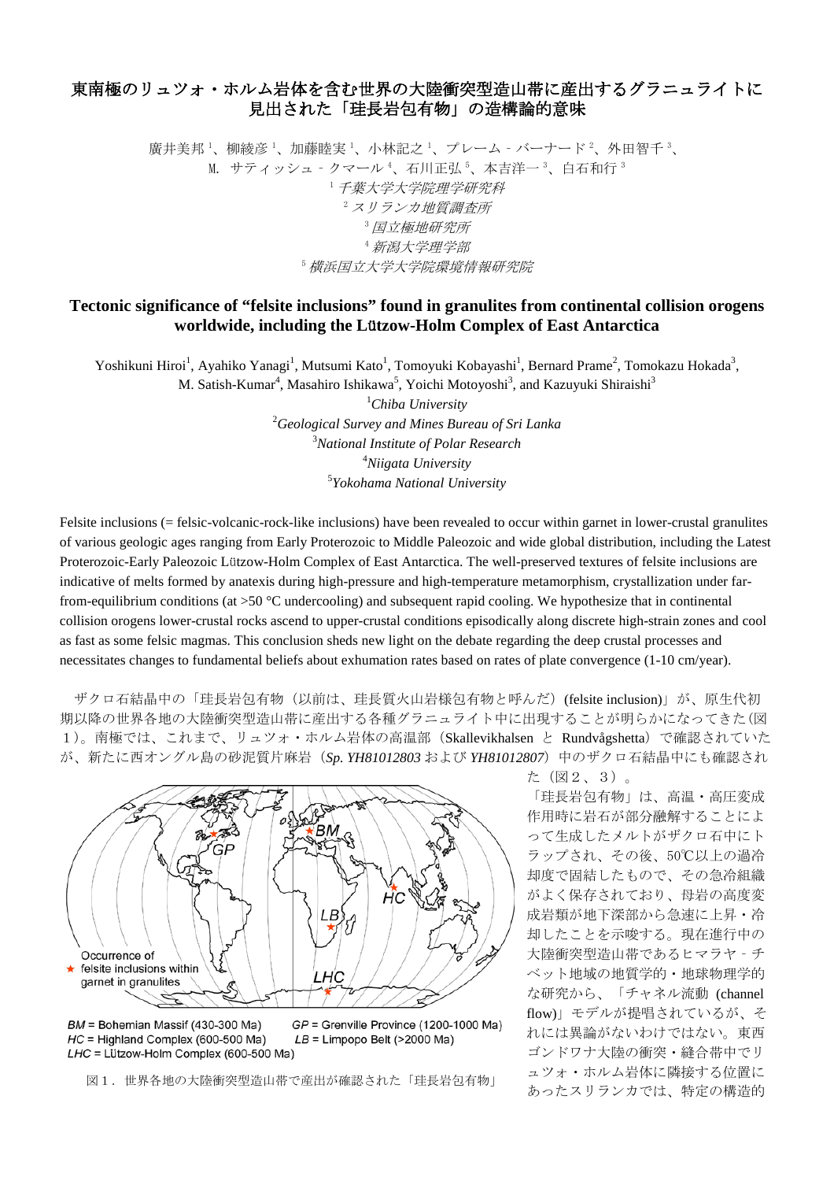# 東南極のリュツォ・ホルム岩体を含む世界の大陸衝突型造山帯に産出するグラニュライトに見出された「珪長岩包有物」の造構論的意味

廣井美邦[1]、柳綾彦[1]、加藤睦実[1]、小林記之[1]、プレーム - バーナード[2]、外田智千[3]、
M. サティッシュ - クマール[4]、石川正弘[5]、本吉洋一[3]、白石和行[3]

[1] *千葉大学大学院理学研究科*
[2] *スリランカ地質調査所*
[3] *国立極地研究所*
[4] *新潟大学理学部*
[5] *横浜国立大学大学院環境情報研究院*

## Tectonic significance of "felsite inclusions" found in granulites from continental collision orogens worldwide, including the Lützow-Holm Complex of East Antarctica

Yoshikuni Hiroi[1], Ayahiko Yanagi[1], Mutsumi Kato[1], Tomoyuki Kobayashi[1], Bernard Prame[2], Tomokazu Hokada[3], M. Satish-Kumar[4], Masahiro Ishikawa[5], Yoichi Motoyoshi[3], and Kazuyuki Shiraishi[3]

[1] *Chiba University*
[2] *Geological Survey and Mines Bureau of Sri Lanka*
[3] *National Institute of Polar Research*
[4] *Niigata University*
[5] *Yokohama National University*

Felsite inclusions (= felsic-volcanic-rock-like inclusions) have been revealed to occur within garnet in lower-crustal granulites of various geologic ages ranging from Early Proterozoic to Middle Paleozoic and wide global distribution, including the Latest Proterozoic-Early Paleozoic Lützow-Holm Complex of East Antarctica. The well-preserved textures of felsite inclusions are indicative of melts formed by anatexis during high-pressure and high-temperature metamorphism, crystallization under far-from-equilibrium conditions (at >50 °C undercooling) and subsequent rapid cooling. We hypothesize that in continental collision orogens lower-crustal rocks ascend to upper-crustal conditions episodically along discrete high-strain zones and cool as fast as some felsic magmas. This conclusion sheds new light on the debate regarding the deep crustal processes and necessitates changes to fundamental beliefs about exhumation rates based on rates of plate convergence (1-10 cm/year).

ザクロ石結晶中の「珪長岩包有物（以前は、珪長質火山岩様包有物と呼んだ）(felsite inclusion)」が、原生代初期以降の世界各地の大陸衝突型造山帯に産出する各種グラニュライト中に出現することが明らかになってきた（図１）。南極では、これまで、リュツォ・ホルム岩体の高温部（Skallevikhalsen と Rundvågshetta）で確認されていたが、新たに西オングル島の砂泥質片麻岩（*Sp. YH81012803* および *YH81012807*）中のザクロ石結晶中にも確認された（図２、３）。

Occurrence of ★ felsite inclusions within garnet in granulites

BM = Bohemian Massif (430-300 Ma)　GP = Grenville Province (1200-1000 Ma)
HC = Highland Complex (600-500 Ma)　LB = Limpopo Belt (>2000 Ma)
LHC = Lützow-Holm Complex (600-500 Ma)

図１．世界各地の大陸衝突型造山帯で産出が確認された「珪長岩包有物」

「珪長岩包有物」は、高温・高圧変成作用時に岩石が部分融解することによって生成したメルトがザクロ石中にトラップされ、その後、50℃以上の過冷却度で固結したもので、その急冷組織がよく保存されており、母岩の高度変成岩類が地下深部から急速に上昇・冷却したことを示唆する。現在進行中の大陸衝突型造山帯であるヒマラヤ - チベット地域の地質学的・地球物理学的な研究から、「チャネル流動 (channel flow)」モデルが提唱されているが、それには異論がないわけではない。東西ゴンドワナ大陸の衝突・縫合帯中でリュツォ・ホルム岩体に隣接する位置にあったスリランカでは、特定の構造的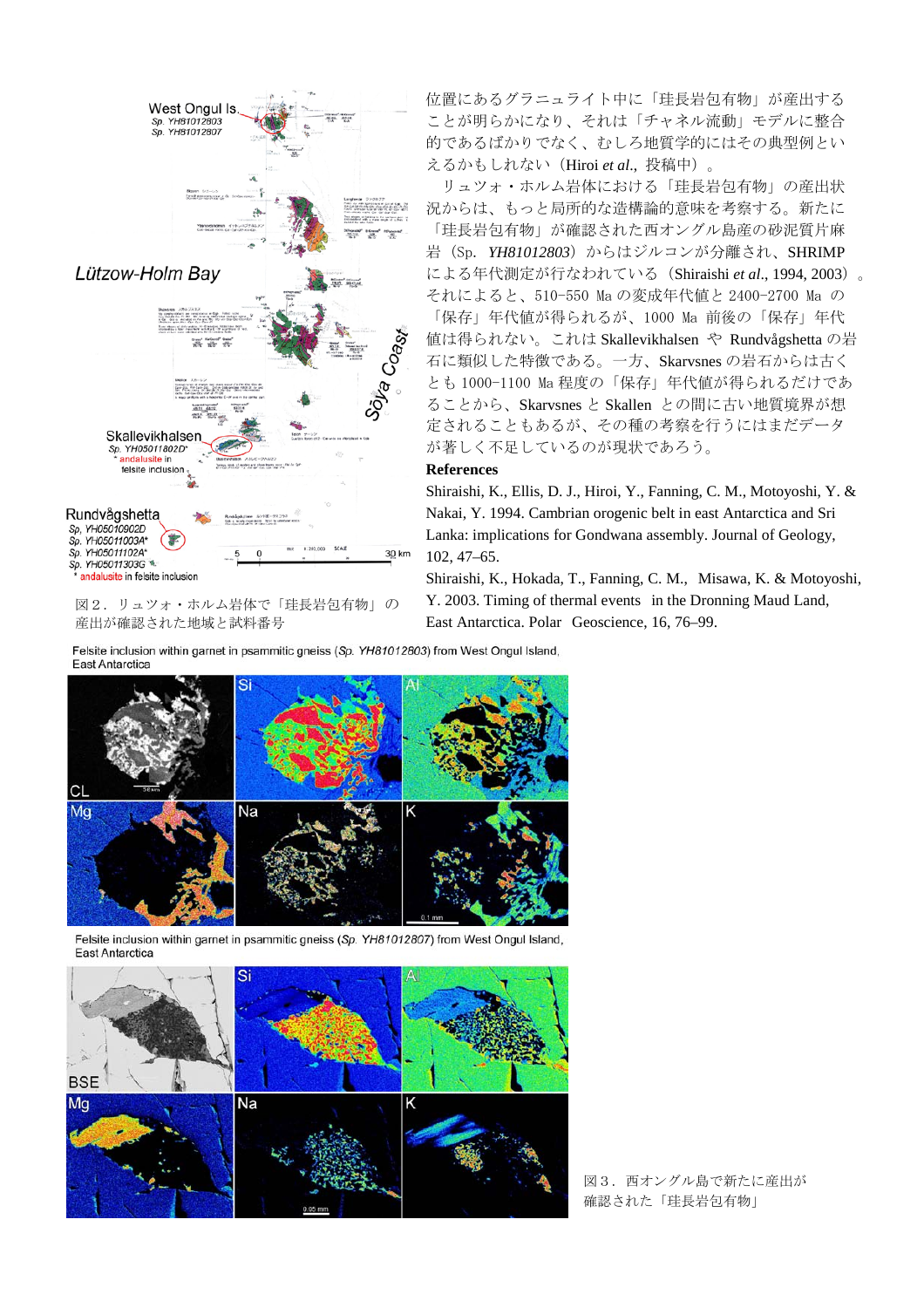Lützow-Holm Bay

Soya Coast

West Ongul Is.
Sp. YH81012803
Sp. YH81012807

Skallevikhalsen
Sp. YH05011802D*
* andalusite in
felsite inclusion

Rundvågshetta
Sp. YH05010902D
Sp. YH05011003A*
Sp. YH05011102A*
Sp. YH05011303G
* andalusite in felsite inclusion

5 0 30 km

図２．リュツォ・ホルム岩体で「珪長岩包有物」の産出が確認された地域と試料番号

位置にあるグラニュライト中に「珪長岩包有物」が産出することが明らかになり、それは「チャネル流動」モデルに整合的であるばかりでなく、むしろ地質学的にはその典型例といえるかもしれない（Hiroi *et al*., 投稿中）。

リュツォ・ホルム岩体における「珪長岩包有物」の産出状況からは、もっと局所的な造構論的意味を考察する。新たに「珪長岩包有物」が確認された西オングル島産の砂泥質片麻岩（Sp. *YH81012803*）からはジルコンが分離され、SHRIMP による年代測定が行なわれている（Shiraishi *et al*., 1994, 2003）。それによると、510-550 Ma の変成年代値と 2400-2700 Ma の「保存」年代値が得られるが、1000 Ma 前後の「保存」年代値は得られない。これは Skallevikhalsen や Rundvågshetta の岩石に類似した特徴である。一方、Skarvsnes の岩石からは古くとも 1000-1100 Ma 程度の「保存」年代値が得られるだけであることから、Skarvsnes と Skallen との間に古い地質境界が想定されることもあるが、その種の考察を行うにはまだデータが著しく不足しているのが現状であろう。

**References**

Shiraishi, K., Ellis, D. J., Hiroi, Y., Fanning, C. M., Motoyoshi, Y. & Nakai, Y. 1994. Cambrian orogenic belt in east Antarctica and Sri Lanka: implications for Gondwana assembly. Journal of Geology, 102, 47–65.

Shiraishi, K., Hokada, T., Fanning, C. M., Misawa, K. & Motoyoshi, Y. 2003. Timing of thermal events in the Dronning Maud Land, East Antarctica. Polar Geoscience, 16, 76–99.

Felsite inclusion within garnet in psammitic gneiss (*Sp. YH81012803*) from West Ongul Island, East Antarctica

CL
Si
Al
Mg
Na
K
0.1 mm

Felsite inclusion within garnet in psammitic gneiss (*Sp. YH81012807*) from West Ongul Island, East Antarctica

BSE
Si
Al
Mg
Na
K
0.05 mm

図３．西オングル島で新たに産出が確認された「珪長岩包有物」